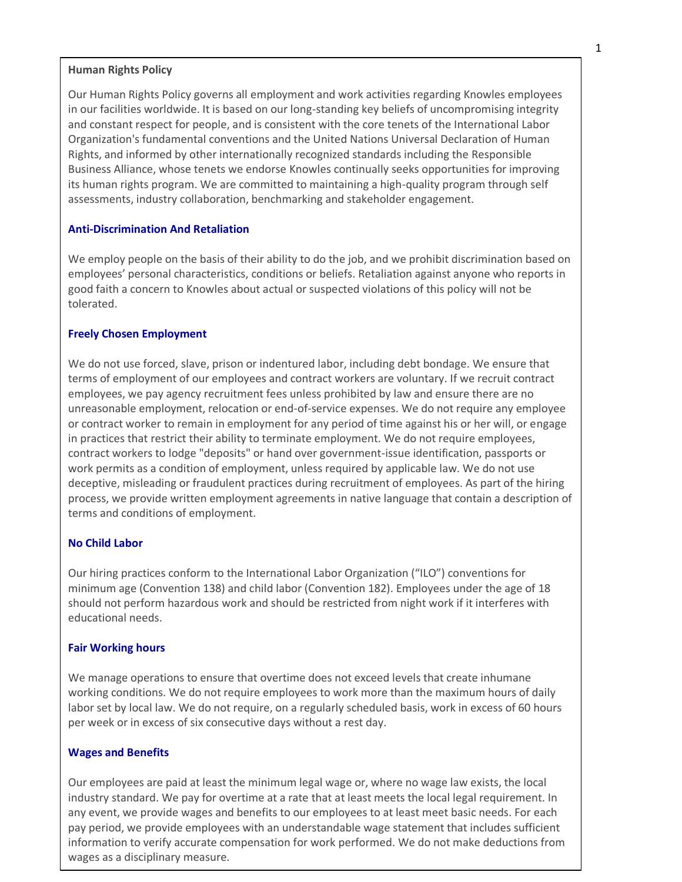## Human Rights Policy

Our Human Rights Policy governs all employment and work activities regarding Knowles employees in our facilities worldwide. It is based on our long-standing key beliefs of uncompromising integrity and constant respect for people, and is consistent with the core tenets of the International Labor Organization's fundamental conventions and the United Nations Universal Declaration of Human Rights, and informed by other internationally recognized standards including the Responsible Business Alliance, whose tenets we endorse Knowles continually seeks opportunities for improving its human rights program. We are committed to maintaining a high-quality program through self assessments, industry collaboration, benchmarking and stakeholder engagement.

### Anti-Discrimination And Retaliation

We employ people on the basis of their ability to do the job, and we prohibit discrimination based on employees' personal characteristics, conditions or beliefs. Retaliation against anyone who reports in good faith a concern to Knowles about actual or suspected violations of this policy will not be tolerated.

### Freely Chosen Employment

We do not use forced, slave, prison or indentured labor, including debt bondage. We ensure that terms of employment of our employees and contract workers are voluntary. If we recruit contract employees, we pay agency recruitment fees unless prohibited by law and ensure there are no unreasonable employment, relocation or end-of-service expenses. We do not require any employee or contract worker to remain in employment for any period of time against his or her will, or engage in practices that restrict their ability to terminate employment. We do not require employees, contract workers to lodge "deposits" or hand over government-issue identification, passports or work permits as a condition of employment, unless required by applicable law. We do not use deceptive, misleading or fraudulent practices during recruitment of employees. As part of the hiring process, we provide written employment agreements in native language that contain a description of terms and conditions of employment.

### No Child Labor

Our hiring practices conform to the International Labor Organization ("ILO") conventions for minimum age (Convention 138) and child labor (Convention 182). Employees under the age of 18 should not perform hazardous work and should be restricted from night work if it interferes with educational needs.

### Fair Working hours

We manage operations to ensure that overtime does not exceed levels that create inhumane working conditions. We do not require employees to work more than the maximum hours of daily labor set by local law. We do not require, on a regularly scheduled basis, work in excess of 60 hours per week or in excess of six consecutive days without a rest day.

### Wages and Benefits

Our employees are paid at least the minimum legal wage or, where no wage law exists, the local industry standard. We pay for overtime at a rate that at least meets the local legal requirement. In any event, we provide wages and benefits to our employees to at least meet basic needs. For each pay period, we provide employees with an understandable wage statement that includes sufficient information to verify accurate compensation for work performed. We do not make deductions from wages as a disciplinary measure.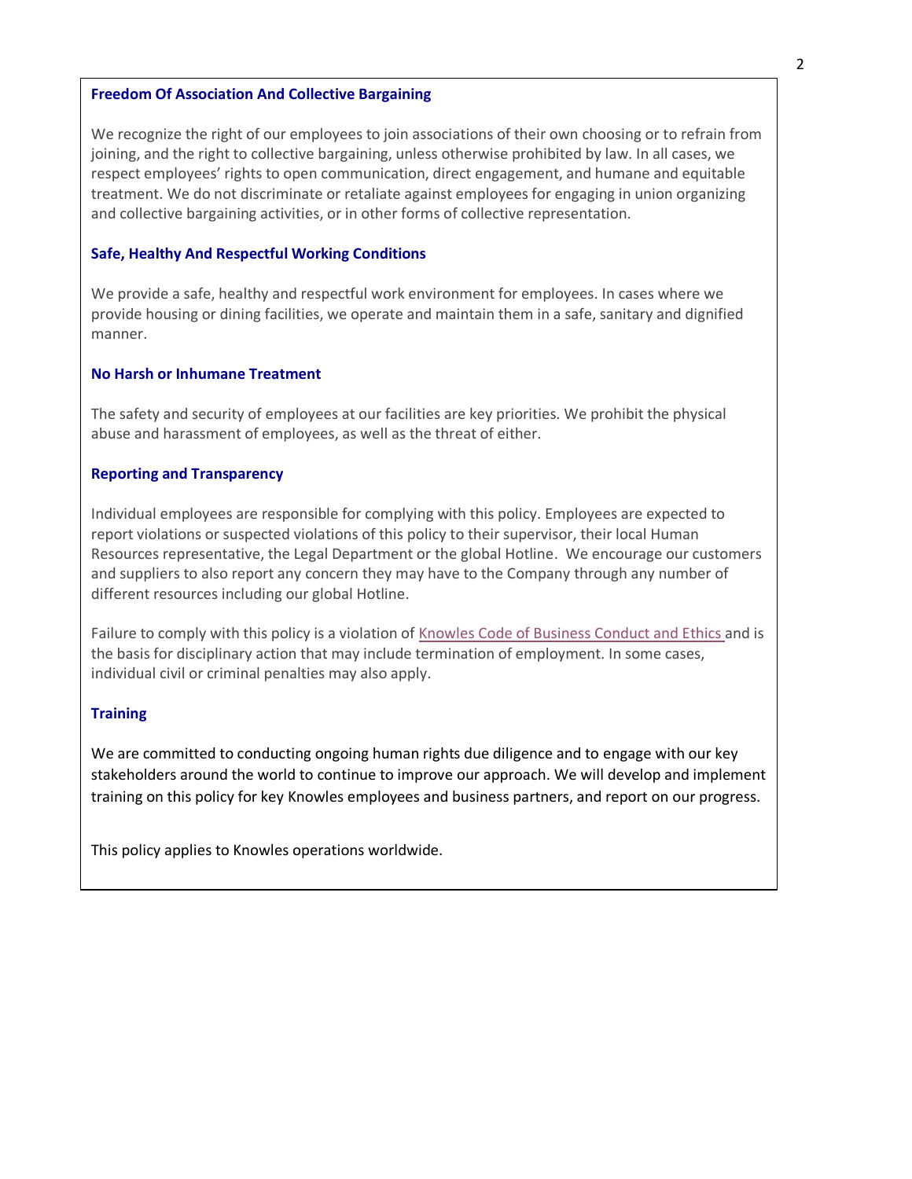### Freedom Of Association And Collective Bargaining

We recognize the right of our employees to join associations of their own choosing or to refrain from joining, and the right to collective bargaining, unless otherwise prohibited by law. In all cases, we respect employees' rights to open communication, direct engagement, and humane and equitable treatment. We do not discriminate or retaliate against employees for engaging in union organizing and collective bargaining activities, or in other forms of collective representation.

### Safe, Healthy And Respectful Working Conditions

We provide a safe, healthy and respectful work environment for employees. In cases where we provide housing or dining facilities, we operate and maintain them in a safe, sanitary and dignified manner.

### No Harsh or Inhumane Treatment

The safety and security of employees at our facilities are key priorities. We prohibit the physical abuse and harassment of employees, as well as the threat of either.

### Reporting and Transparency

Individual employees are responsible for complying with this policy. Employees are expected to report violations or suspected violations of this policy to their supervisor, their local Human Resources representative, the Legal Department or the global Hotline. We encourage our customers and suppliers to also report any concern they may have to the Company through any number of different resources including our global Hotline.

Failure to comply with this policy is a violation of Knowles Code of Business Conduct and Ethics and is the basis for disciplinary action that may include termination of employment. In some cases, individual civil or criminal penalties may also apply.

### Training

We are committed to conducting ongoing human rights due diligence and to engage with our key stakeholders around the world to continue to improve our approach. We will develop and implement training on this policy for key Knowles employees and business partners, and report on our progress.

This policy applies to Knowles operations worldwide.